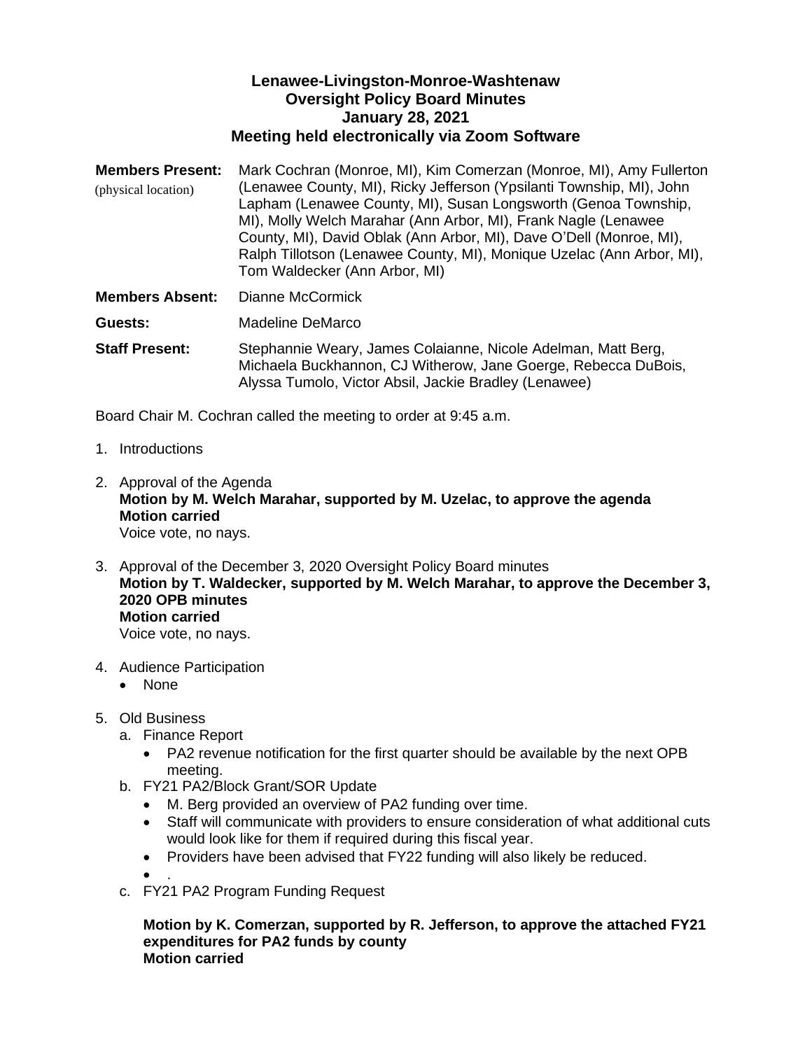# Lenawee-Livingston-Monroe-Washtenaw
## Oversight Policy Board Minutes
## January 28, 2021
## Meeting held electronically via Zoom Software

**Members Present:** (physical location) Mark Cochran (Monroe, MI), Kim Comerzan (Monroe, MI), Amy Fullerton (Lenawee County, MI), Ricky Jefferson (Ypsilanti Township, MI), John Lapham (Lenawee County, MI), Susan Longsworth (Genoa Township, MI), Molly Welch Marahar (Ann Arbor, MI), Frank Nagle (Lenawee County, MI), David Oblak (Ann Arbor, MI), Dave O'Dell (Monroe, MI), Ralph Tillotson (Lenawee County, MI), Monique Uzelac (Ann Arbor, MI), Tom Waldecker (Ann Arbor, MI)

**Members Absent:** Dianne McCormick

**Guests:** Madeline DeMarco

**Staff Present:** Stephannie Weary, James Colaianne, Nicole Adelman, Matt Berg, Michaela Buckhannon, CJ Witherow, Jane Goerge, Rebecca DuBois, Alyssa Tumolo, Victor Absil, Jackie Bradley (Lenawee)

Board Chair M. Cochran called the meeting to order at 9:45 a.m.

1. Introductions

2. Approval of the Agenda
   **Motion by M. Welch Marahar, supported by M. Uzelac, to approve the agenda**
   **Motion carried**
   Voice vote, no nays.

3. Approval of the December 3, 2020 Oversight Policy Board minutes
   **Motion by T. Waldecker, supported by M. Welch Marahar, to approve the December 3, 2020 OPB minutes**
   **Motion carried**
   Voice vote, no nays.

4. Audience Participation
   - None

5. Old Business
   a. Finance Report
      - PA2 revenue notification for the first quarter should be available by the next OPB meeting.

   b. FY21 PA2/Block Grant/SOR Update
      - M. Berg provided an overview of PA2 funding over time.
      - Staff will communicate with providers to ensure consideration of what additional cuts would look like for them if required during this fiscal year.
      - Providers have been advised that FY22 funding will also likely be reduced.
      - .

   c. FY21 PA2 Program Funding Request

      **Motion by K. Comerzan, supported by R. Jefferson, to approve the attached FY21 expenditures for PA2 funds by county**
      **Motion carried**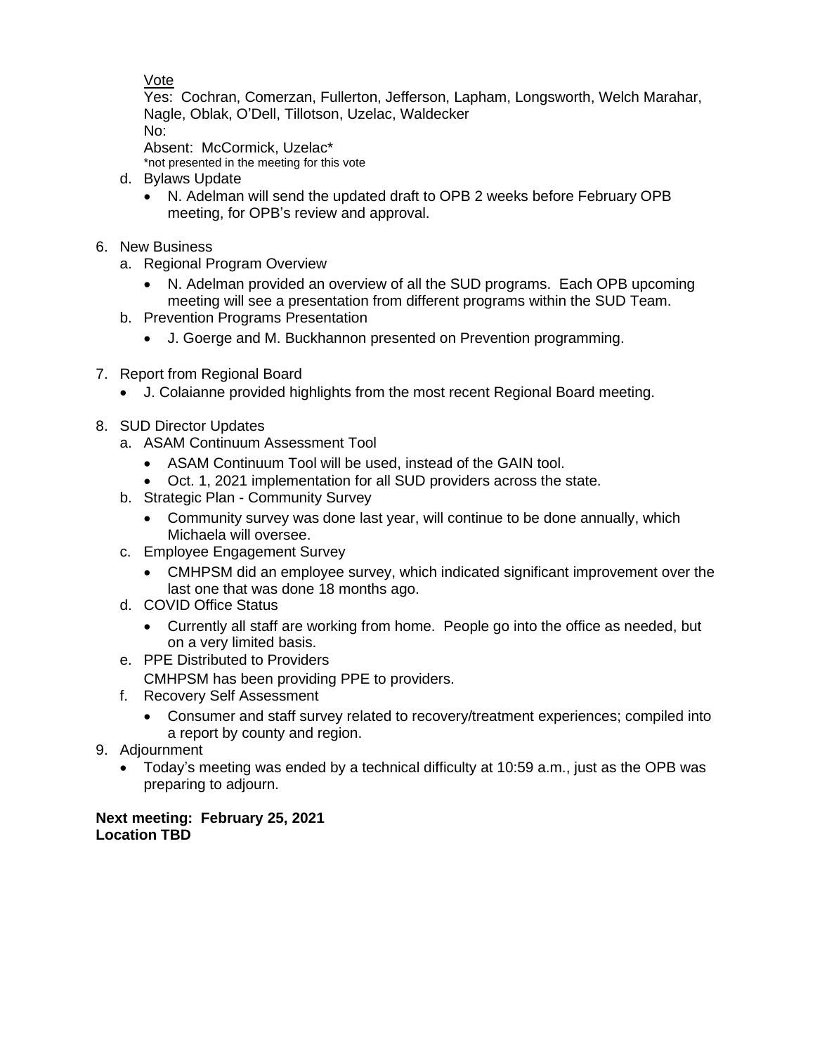Vote

Yes: Cochran, Comerzan, Fullerton, Jefferson, Lapham, Longsworth, Welch Marahar, Nagle, Oblak, O'Dell, Tillotson, Uzelac, Waldecker

No:

Absent: McCormick, Uzelac*

*not presented in the meeting for this vote

d. Bylaws Update
   - N. Adelman will send the updated draft to OPB 2 weeks before February OPB meeting, for OPB's review and approval.

6. New Business
   a. Regional Program Overview
      - N. Adelman provided an overview of all the SUD programs. Each OPB upcoming meeting will see a presentation from different programs within the SUD Team.
   b. Prevention Programs Presentation
      - J. Goerge and M. Buckhannon presented on Prevention programming.

7. Report from Regional Board
   - J. Colaianne provided highlights from the most recent Regional Board meeting.

8. SUD Director Updates
   a. ASAM Continuum Assessment Tool
      - ASAM Continuum Tool will be used, instead of the GAIN tool.
      - Oct. 1, 2021 implementation for all SUD providers across the state.
   b. Strategic Plan - Community Survey
      - Community survey was done last year, will continue to be done annually, which Michaela will oversee.
   c. Employee Engagement Survey
      - CMHPSM did an employee survey, which indicated significant improvement over the last one that was done 18 months ago.
   d. COVID Office Status
      - Currently all staff are working from home. People go into the office as needed, but on a very limited basis.
   e. PPE Distributed to Providers

      CMHPSM has been providing PPE to providers.
   f. Recovery Self Assessment
      - Consumer and staff survey related to recovery/treatment experiences; compiled into a report by county and region.

9. Adjournment
   - Today's meeting was ended by a technical difficulty at 10:59 a.m., just as the OPB was preparing to adjourn.

**Next meeting: February 25, 2021**
**Location TBD**